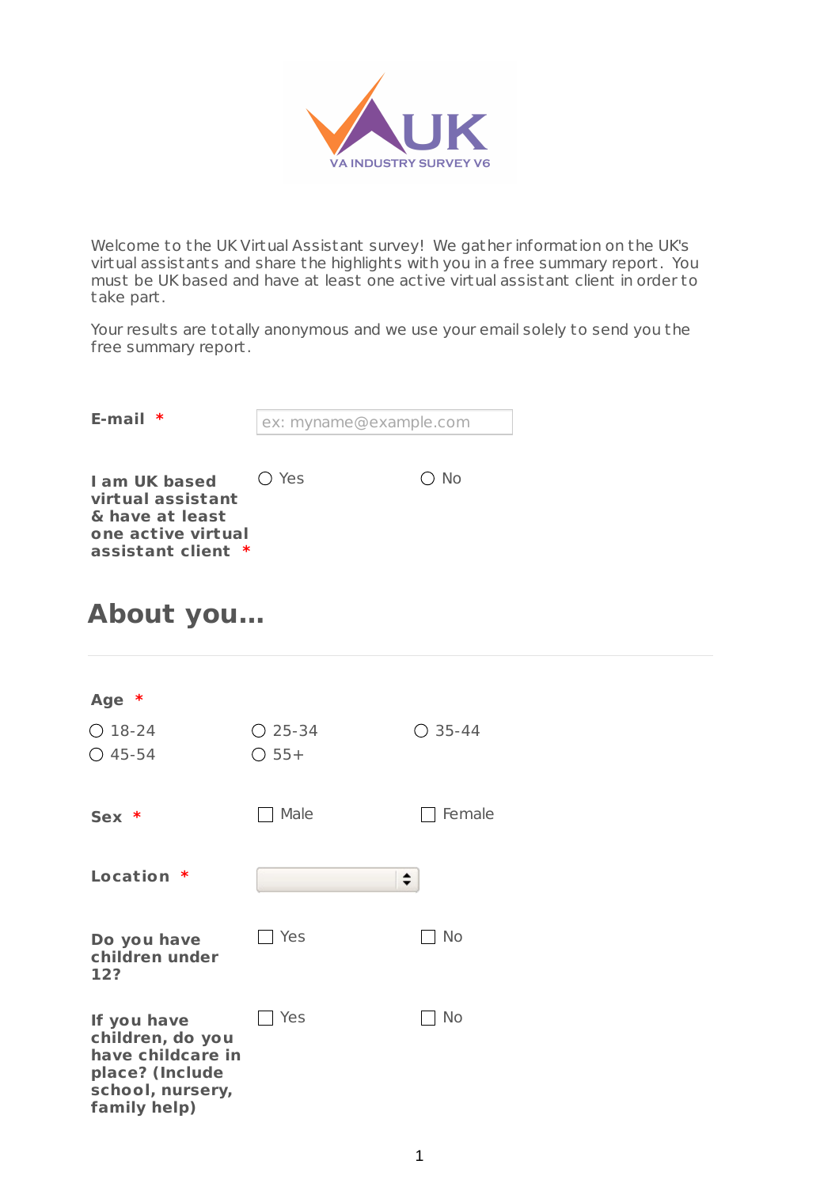UK

VA INDUSTRY SURVEY V6

Welcome to the UK Virtual Assistant survey! We gather information on the UK's virtual assistants and share the highlights with you in a free summary report. You must be UK based and have at least one active virtual assistant client in order to take part.

Your results are totally anonymous and we use your email solely to send you the free summary report.

**E-mail** *

ex: myname@example.com

**I am UK based virtual assistant & have at least one active virtual assistant client** *

○ Yes ○ No

## About you...

**Age** *

○ 18-24 ○ 25-34 ○ 35-44
○ 45-54 ○ 55+

**Sex** *

☐ Male ☐ Female

**Location** *

**Do you have children under 12?**

☐ Yes ☐ No

**If you have children, do you have childcare in place? (Include school, nursery, family help)**

☐ Yes ☐ No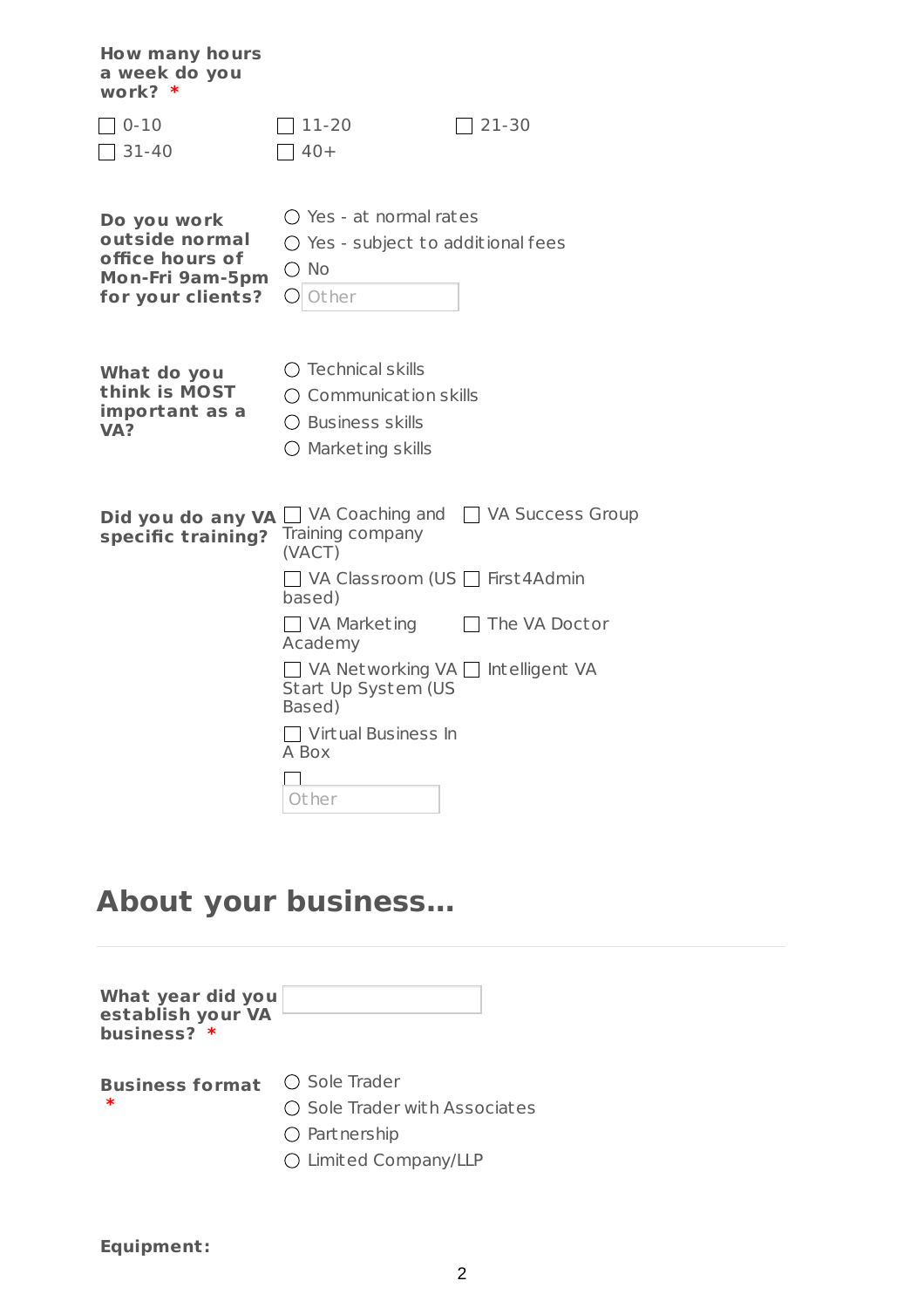**How many hours a week do you work?** *

- [ ] 0-10
- [ ] 11-20
- [ ] 21-30
- [ ] 31-40
- [ ] 40+

**Do you work outside normal office hours of Mon-Fri 9am-5pm for your clients?**

- ○ Yes - at normal rates
- ○ Yes - subject to additional fees
- ○ No
- ○ Other

**What do you think is MOST important as a VA?**

- ○ Technical skills
- ○ Communication skills
- ○ Business skills
- ○ Marketing skills

**Did you do any VA specific training?**

- [ ] VA Coaching and Training company (VACT)
- [ ] VA Success Group
- [ ] VA Classroom (US based)
- [ ] First4Admin
- [ ] VA Marketing Academy
- [ ] The VA Doctor
- [ ] VA Networking VA Start Up System (US Based)
- [ ] Intelligent VA
- [ ] Virtual Business In A Box
- [ ] Other

## About your business...

**What year did you establish your VA business?** *

**Business format** *

- ○ Sole Trader
- ○ Sole Trader with Associates
- ○ Partnership
- ○ Limited Company/LLP

**Equipment:**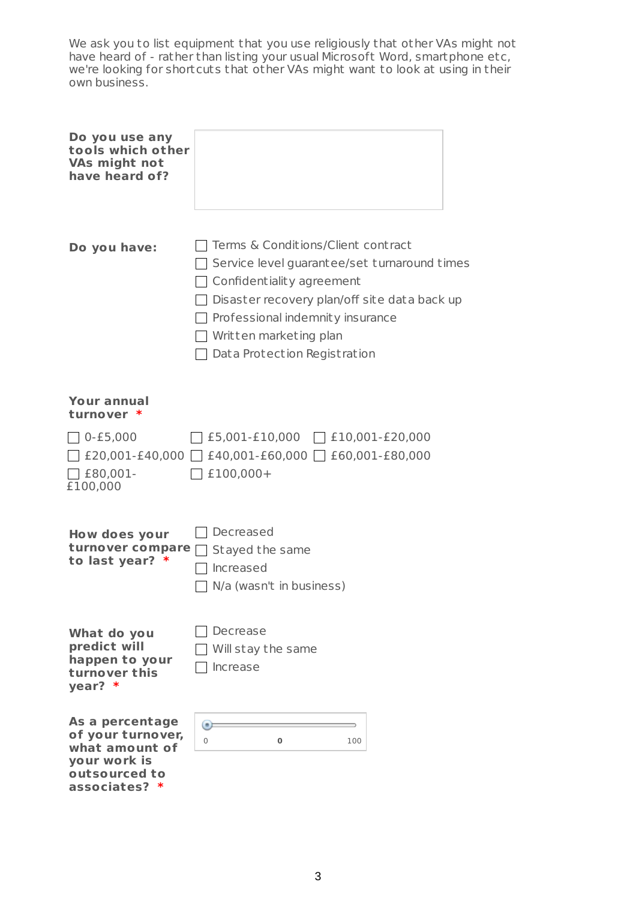We ask you to list equipment that you use religiously that other VAs might not have heard of - rather than listing your usual Microsoft Word, smartphone etc, we're looking for shortcuts that other VAs might want to look at using in their own business.

**Do you use any tools which other VAs might not have heard of?**

**Do you have:**

- ☐ Terms & Conditions/Client contract
- ☐ Service level guarantee/set turnaround times
- ☐ Confidentiality agreement
- ☐ Disaster recovery plan/off site data back up
- ☐ Professional indemnity insurance
- ☐ Written marketing plan
- ☐ Data Protection Registration

**Your annual turnover \***

- ☐ 0-£5,000
- ☐ £5,001-£10,000
- ☐ £10,001-£20,000
- ☐ £20,001-£40,000
- ☐ £40,001-£60,000
- ☐ £60,001-£80,000
- ☐ £80,001-£100,000
- ☐ £100,000+

**How does your turnover compare to last year? \***

- ☐ Decreased
- ☐ Stayed the same
- ☐ Increased
- ☐ N/a (wasn't in business)

**What do you predict will happen to your turnover this year? \***

- ☐ Decrease
- ☐ Will stay the same
- ☐ Increase

**As a percentage of your turnover, what amount of your work is outsourced to associates? \***

0 — **0** — 100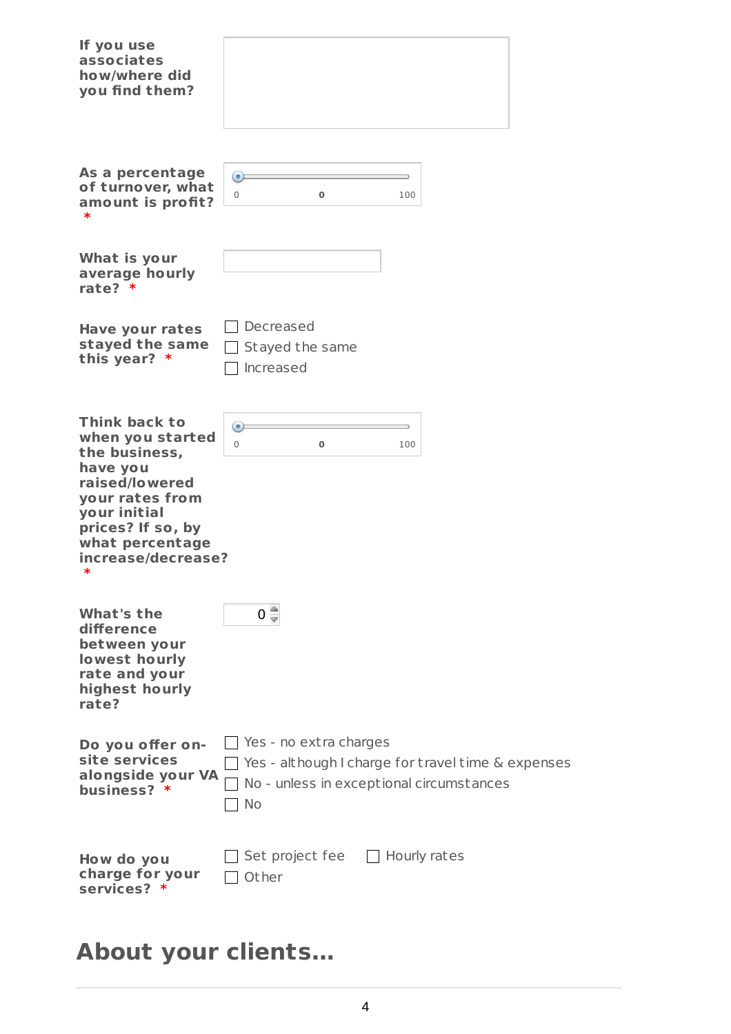**If you use associates how/where did you find them?**

**As a percentage of turnover, what amount is profit? ***

0 — **0** — 100

**What is your average hourly rate? ***

**Have your rates stayed the same this year? ***

- ☐ Decreased
- ☐ Stayed the same
- ☐ Increased

**Think back to when you started the business, have you raised/lowered your rates from your initial prices? If so, by what percentage increase/decrease? ***

0 — **0** — 100

**What's the difference between your lowest hourly rate and your highest hourly rate?**

0

**Do you offer on-site services alongside your VA business? ***

- ☐ Yes - no extra charges
- ☐ Yes - although I charge for travel time & expenses
- ☐ No - unless in exceptional circumstances
- ☐ No

**How do you charge for your services? ***

- ☐ Set project fee
- ☐ Hourly rates
- ☐ Other

## About your clients...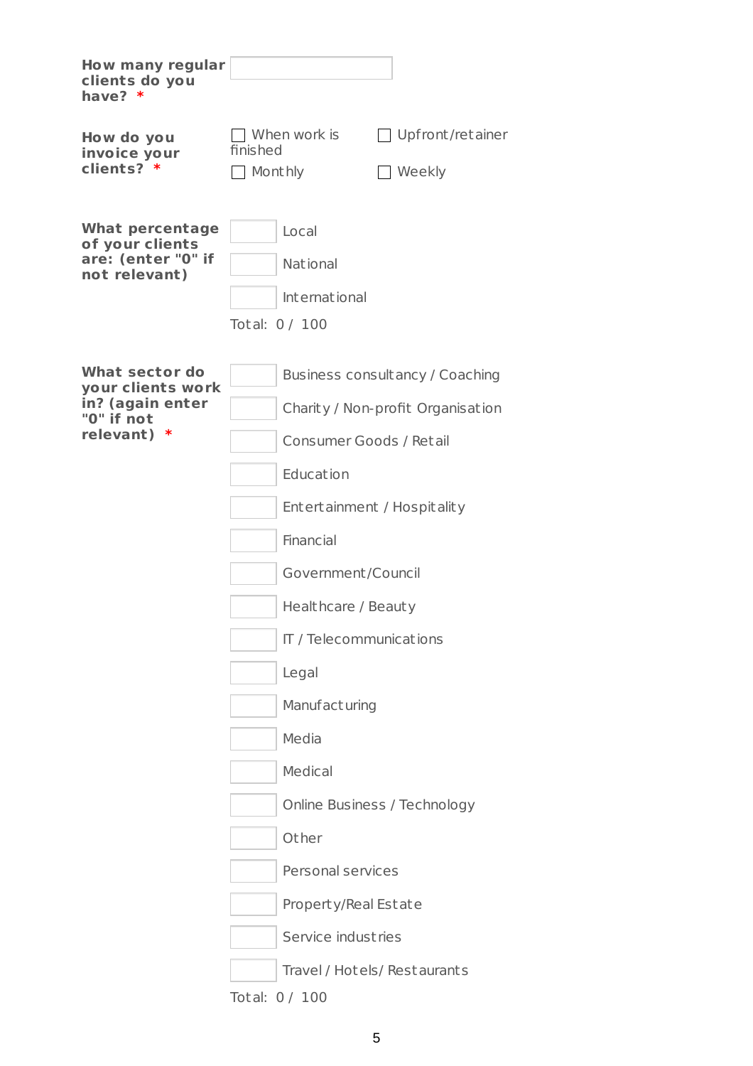**How many regular clients do you have? \***

______

**How do you invoice your clients? \***

- ☐ When work is finished
- ☐ Upfront/retainer
- ☐ Monthly
- ☐ Weekly

**What percentage of your clients are: (enter "0" if not relevant)**

| | |
|---|---|
| ___ | Local |
| ___ | National |
| ___ | International |

Total: 0 / 100

**What sector do your clients work in? (again enter "0" if not relevant) \***

| | |
|---|---|
| ___ | Business consultancy / Coaching |
| ___ | Charity / Non-profit Organisation |
| ___ | Consumer Goods / Retail |
| ___ | Education |
| ___ | Entertainment / Hospitality |
| ___ | Financial |
| ___ | Government/Council |
| ___ | Healthcare / Beauty |
| ___ | IT / Telecommunications |
| ___ | Legal |
| ___ | Manufacturing |
| ___ | Media |
| ___ | Medical |
| ___ | Online Business / Technology |
| ___ | Other |
| ___ | Personal services |
| ___ | Property/Real Estate |
| ___ | Service industries |
| ___ | Travel / Hotels/ Restaurants |

Total: 0 / 100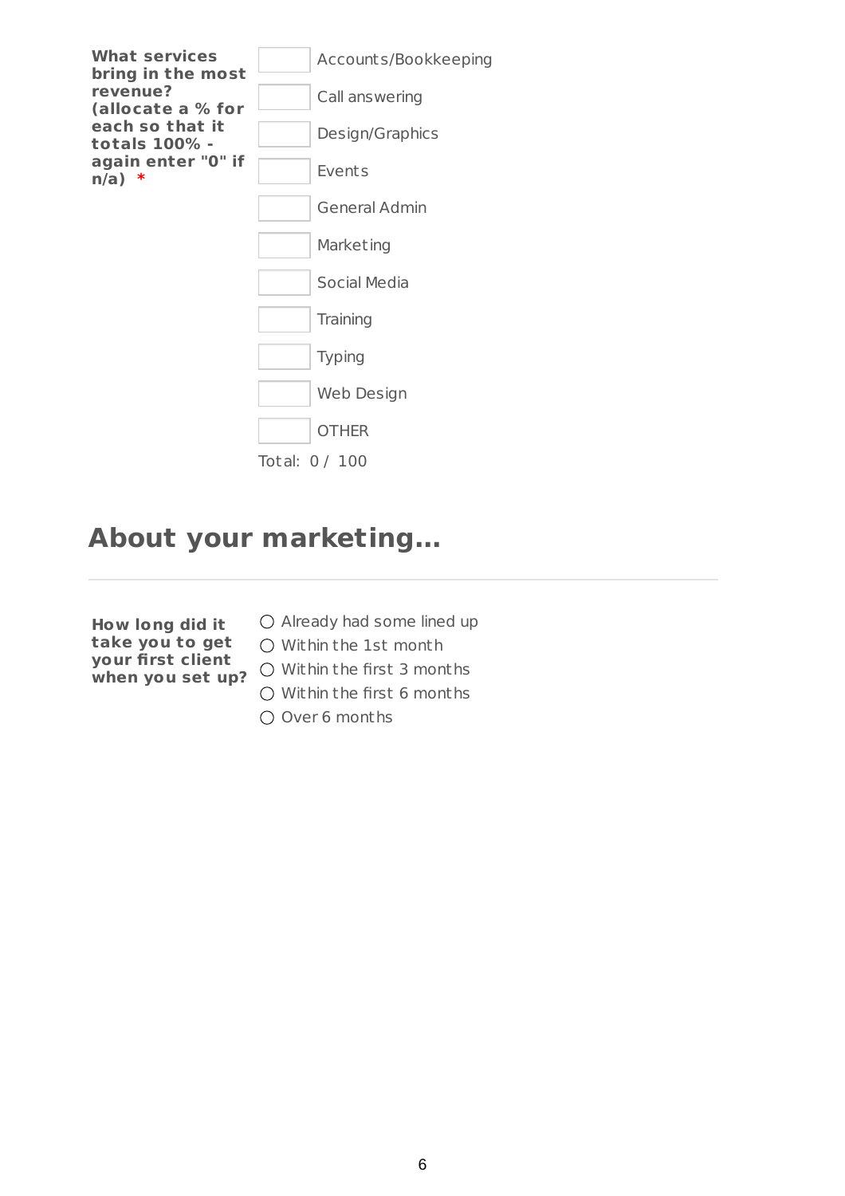**What services bring in the most revenue? (allocate a % for each so that it totals 100% - again enter "0" if n/a)** *

- [ ] Accounts/Bookkeeping
- [ ] Call answering
- [ ] Design/Graphics
- [ ] Events
- [ ] General Admin
- [ ] Marketing
- [ ] Social Media
- [ ] Training
- [ ] Typing
- [ ] Web Design
- [ ] OTHER

Total: 0 / 100

## About your marketing...

**How long did it take you to get your first client when you set up?**

- ○ Already had some lined up
- ○ Within the 1st month
- ○ Within the first 3 months
- ○ Within the first 6 months
- ○ Over 6 months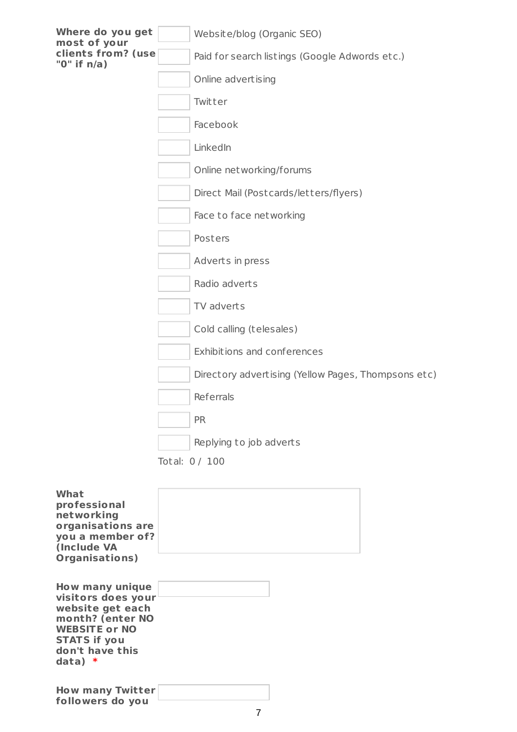**Where do you get most of your clients from? (use "0" if n/a)**

| | |
|---|---|
| | Website/blog (Organic SEO) |
| | Paid for search listings (Google Adwords etc.) |
| | Online advertising |
| | Twitter |
| | Facebook |
| | LinkedIn |
| | Online networking/forums |
| | Direct Mail (Postcards/letters/flyers) |
| | Face to face networking |
| | Posters |
| | Adverts in press |
| | Radio adverts |
| | TV adverts |
| | Cold calling (telesales) |
| | Exhibitions and conferences |
| | Directory advertising (Yellow Pages, Thompsons etc) |
| | Referrals |
| | PR |
| | Replying to job adverts |

Total: 0 / 100

**What professional networking organisations are you a member of? (Include VA Organisations)**

**How many unique visitors does your website get each month? (enter NO WEBSITE or NO STATS if you don't have this data)** *

**How many Twitter followers do you**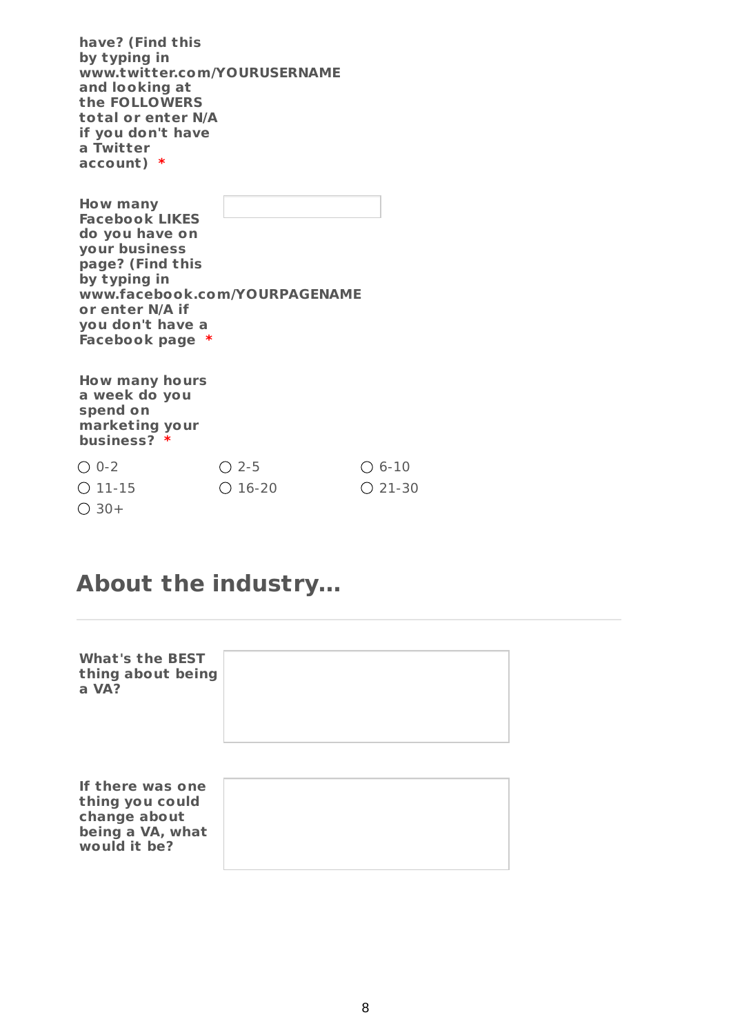**have? (Find this by typing in www.twitter.com/YOURUSERNAME and looking at the FOLLOWERS total or enter N/A if you don't have a Twitter account)** *

**How many Facebook LIKES do you have on your business page? (Find this by typing in www.facebook.com/YOURPAGENAME or enter N/A if you don't have a Facebook page** *

**How many hours a week do you spend on marketing your business?** *

- ○ 0-2
- ○ 2-5
- ○ 6-10
- ○ 11-15
- ○ 16-20
- ○ 21-30
- ○ 30+

## About the industry...

**What's the BEST thing about being a VA?**

**If there was one thing you could change about being a VA, what would it be?**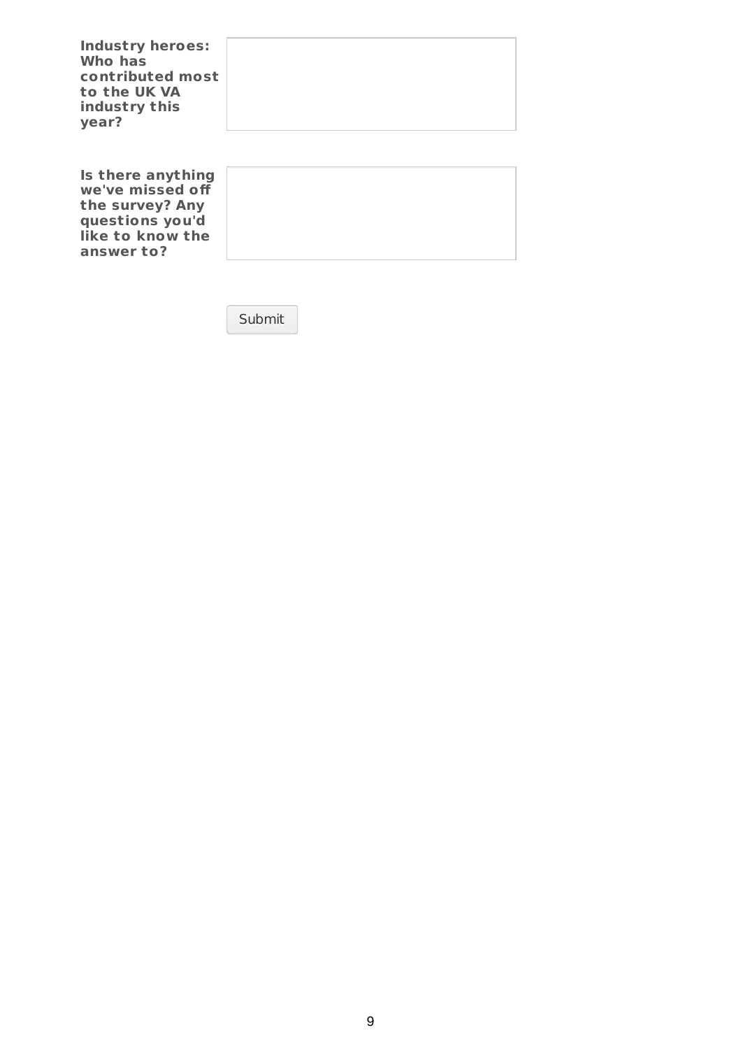**Industry heroes: Who has contributed most to the UK VA industry this year?**

**Is there anything we've missed off the survey? Any questions you'd like to know the answer to?**

Submit